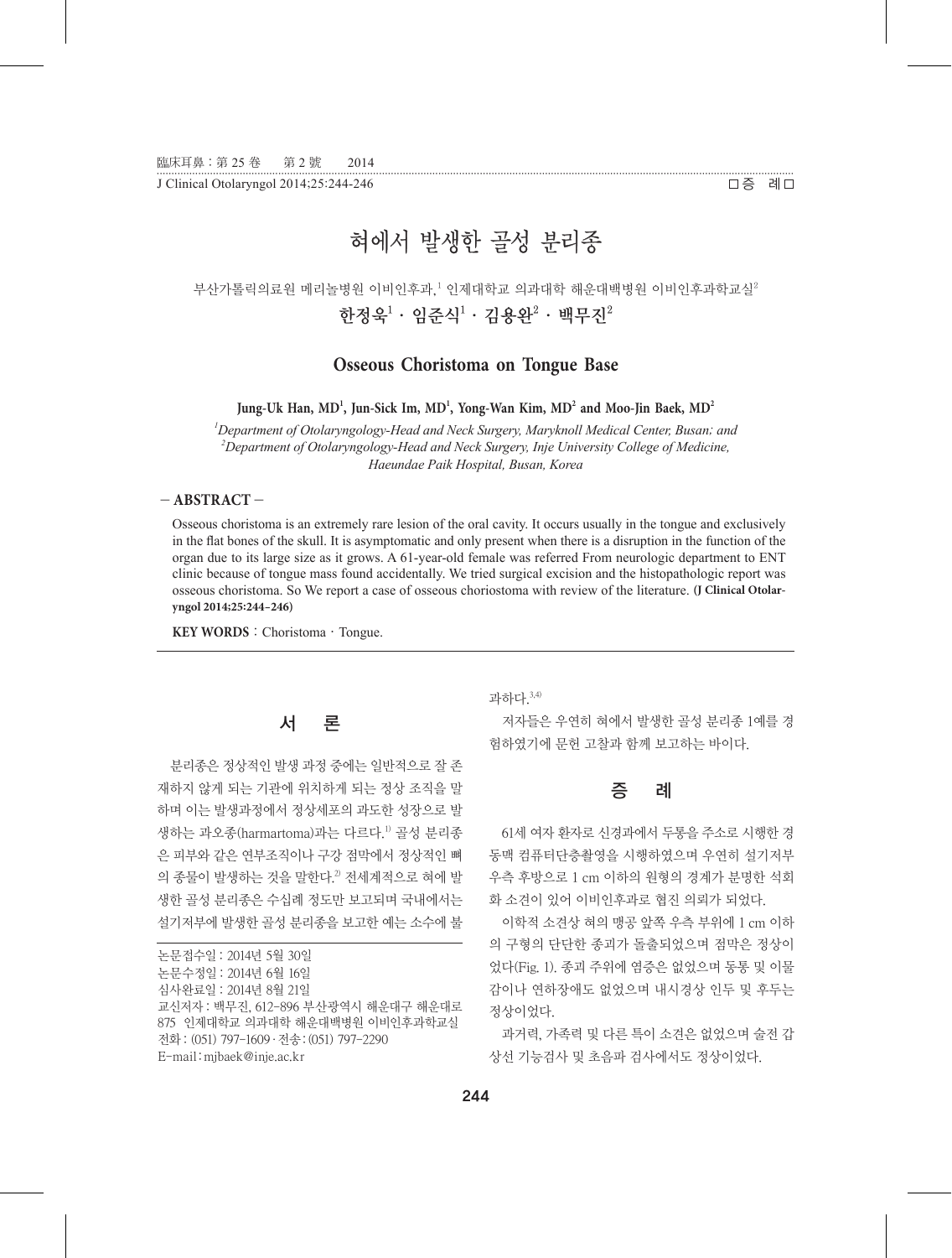□증 례□

# 혀에서 발생한 골성 분리종

부산가톨릭의료원 메리놀병원 이비인후과,[1] 인제대학교 의과대학 해운대백병원 이비인후과학교실[2]

**한정욱[1] · 임준식[1] · 김용완[2] · 백무진[2]**

## Osseous Choristoma on Tongue Base

**Jung-Uk Han, MD[1], Jun-Sick Im, MD[1], Yong-Wan Kim, MD[2] and Moo-Jin Baek, MD[2]**

*[1]Department of Otolaryngology-Head and Neck Surgery, Maryknoll Medical Center, Busan; and*
*[2]Department of Otolaryngology-Head and Neck Surgery, Inje University College of Medicine, Haeundae Paik Hospital, Busan, Korea*

**－ ABSTRACT －**

Osseous choristoma is an extremely rare lesion of the oral cavity. It occurs usually in the tongue and exclusively in the flat bones of the skull. It is asymptomatic and only present when there is a disruption in the function of the organ due to its large size as it grows. A 61-year-old female was referred From neurologic department to ENT clinic because of tongue mass found accidentally. We tried surgical excision and the histopathologic report was osseous choristoma. So We report a case of osseous choriostoma with review of the literature. **(J Clinical Otolaryngol 2014;25:244-246)**

**KEY WORDS**：Choristoma · Tongue.

## 서　　론

분리종은 정상적인 발생 과정 중에는 일반적으로 잘 존재하지 않게 되는 기관에 위치하게 되는 정상 조직을 말하며 이는 발생과정에서 정상세포의 과도한 성장으로 발생하는 과오종(harmartoma)과는 다르다.[1)] 골성 분리종은 피부와 같은 연부조직이나 구강 점막에서 정상적인 뼈의 종물이 발생하는 것을 말한다.[2)] 전세계적으로 혀에 발생한 골성 분리종은 수십례 정도만 보고되며 국내에서는 설기저부에 발생한 골성 분리종을 보고한 예는 소수에 불과하다.[3,4)]

저자들은 우연히 혀에서 발생한 골성 분리종 1예를 경험하였기에 문헌 고찰과 함께 보고하는 바이다.

## 증　　례

61세 여자 환자로 신경과에서 두통을 주소로 시행한 경동맥 컴퓨터단층촬영을 시행하였으며 우연히 설기저부 우측 후방으로 1 cm 이하의 원형의 경계가 분명한 석회화 소견이 있어 이비인후과로 협진 의뢰가 되었다.

이학적 소견상 혀의 맹공 앞쪽 우측 부위에 1 cm 이하의 구형의 단단한 종괴가 돌출되었으며 점막은 정상이었다(Fig. 1). 종괴 주위에 염증은 없었으며 동통 및 이물감이나 연하장애도 없었으며 내시경상 인두 및 후두는 정상이었다.

과거력, 가족력 및 다른 특이 소견은 없었으며 술전 갑상선 기능검사 및 초음파 검사에서도 정상이었다.

논문접수일：2014년 5월 30일
논문수정일：2014년 6월 16일
심사완료일：2014년 8월 21일
교신저자：백무진, 612-896 부산광역시 해운대구 해운대로 875 인제대학교 의과대학 해운대백병원 이비인후과학교실
전화：(051) 797-1609 · 전송：(051) 797-2290
E-mail：mjbaek@inje.ac.kr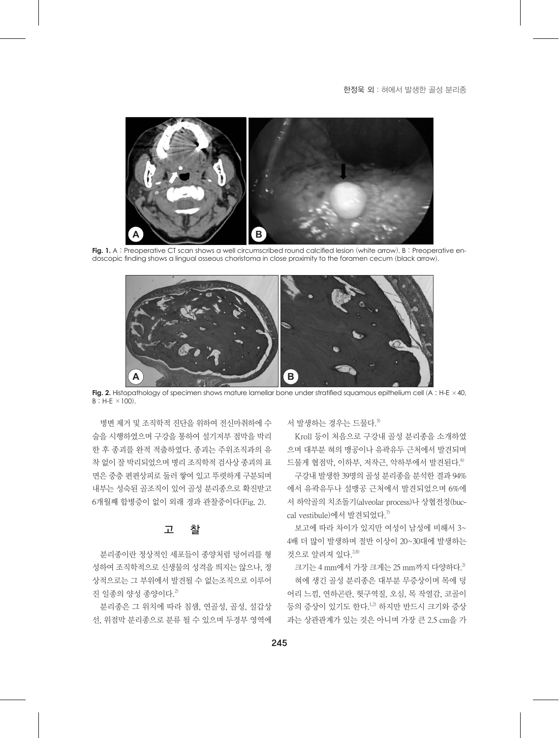Fig. 1. A : Preoperative CT scan shows a well circumscribed round calcified lesion (white arrow). B : Preoperative endoscopic finding shows a lingual osseous choristoma in close proximity to the foramen cecum (black arrow).

Fig. 2. Histopathology of specimen shows mature lamellar bone under stratified squamous epithelium cell (A : H-E ×40, B : H-E ×100).

병변 제거 및 조직학적 진단을 위하여 전신마취하에 수술을 시행하였으며 구강을 통하여 설기저부 점막을 박리한 후 종괴를 완적 적출하였다. 종괴는 주위조직과의 유착 없이 잘 박리되었으며 병리 조직학적 검사상 종괴의 표면은 중층 편편상피로 둘러 쌓여 있고 뚜렷하게 구분되며 내부는 성숙된 골조직이 있어 골성 분리종으로 확진받고 6개월째 합병증이 없이 외래 경과 관찰중이다(Fig. 2).

## 고 찰

분리종이란 정상적인 세포들이 종양처럼 덩어리를 형성하여 조직학적으로 신생물의 성격을 띠지는 않으나, 정상적으로는 그 부위에서 발견될 수 없는조직으로 이루어진 일종의 양성 종양이다.[2)]

분리종은 그 위치에 따라 침샘, 연골성, 골성, 설갑상선, 위점막 분리종으로 분류 될 수 있으며 두경부 영역에서 발생하는 경우는 드물다.[5)]

Kroll 등이 처음으로 구강내 골성 분리종을 소개하였으며 대부분 혀의 맹공이나 유곽유두 근처에서 발견되며 드물게 협점막, 이하부, 저작근, 악하부에서 발견된다.[6)]

구강내 발생한 39명의 골성 분리종을 분석한 결과 94%에서 유곽유두나 설맹공 근처에서 발견되었으며 6%에서 하악골의 치조돌기(alveolar process)나 상협전정(buccal vestibule)에서 발견되었다.[7)]

보고에 따라 차이가 있지만 여성이 남성에 비해서 3~4배 더 많이 발생하며 절반 이상이 20~30대에 발생하는 것으로 알려져 있다.[2,8)]

크기는 4 mm에서 가장 크게는 25 mm까지 다양하다.[2)]

혀에 생긴 골성 분리종은 대부분 무증상이며 목에 덩어리 느낌, 연하곤란, 헛구역질, 오심, 목 작열감, 코골이 등의 증상이 있기도 한다.[1,2)] 하지만 반드시 크기와 증상과는 상관관계가 있는 것은 아니며 가장 큰 2.5 cm을 가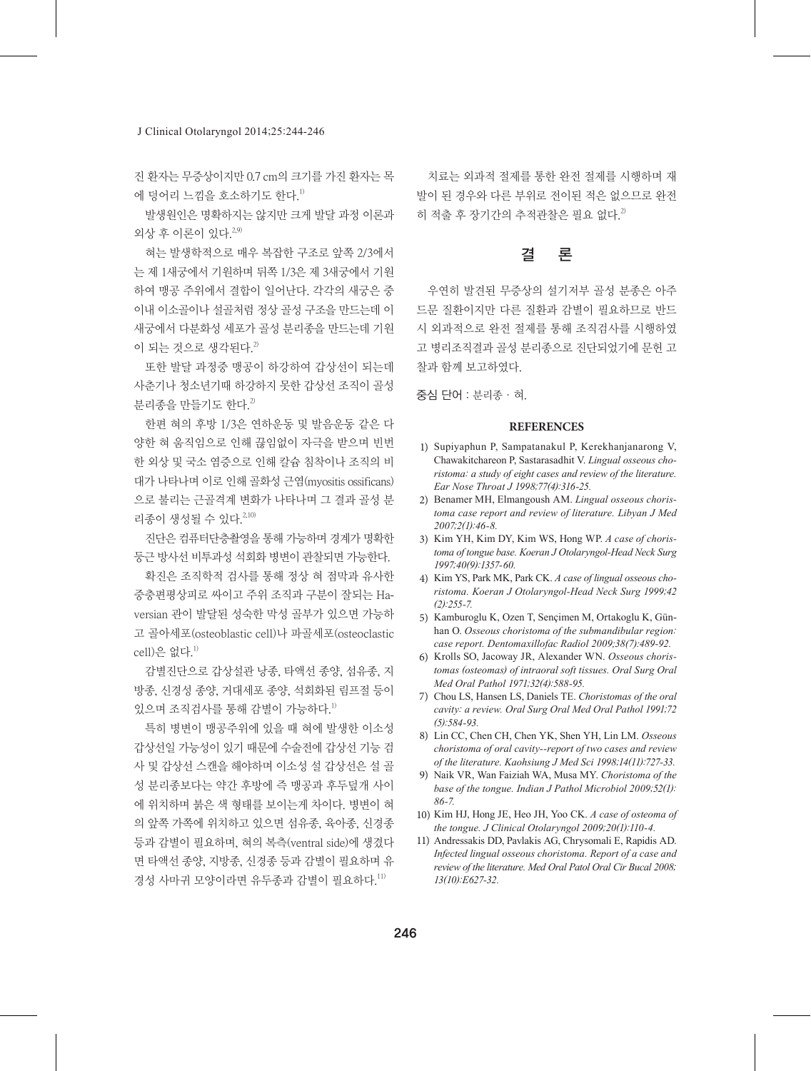진 환자는 무증상이지만 0.7 cm의 크기를 가진 환자는 목에 덩어리 느낌을 호소하기도 한다.[1]

발생원인은 명확하지는 않지만 크게 발달 과정 이론과 외상 후 이론이 있다.[2,9]

혀는 발생학적으로 매우 복잡한 구조로 앞쪽 2/3에서는 제 1새궁에서 기원하며 뒤쪽 1/3은 제 3새궁에서 기원하여 맹공 주위에서 결합이 일어난다. 각각의 새궁은 중이내 이소골이나 설골처럼 정상 골성 구조을 만드는데 이 새궁에서 다분화성 세포가 골성 분리종을 만드는데 기원이 되는 것으로 생각된다.[2]

또한 발달 과정중 맹공이 하강하여 갑상선이 되는데 사춘기나 청소년기때 하강하지 못한 갑상선 조직이 골성 분리종을 만들기도 한다.[2]

한편 혀의 후방 1/3은 연하운동 및 발음운동 같은 다양한 혀 움직임으로 인해 끊임없이 자극을 받으며 빈번한 외상 및 국소 염증으로 인해 칼슘 침착이나 조직의 비대가 나타나며 이로 인해 골화성 근염(myositis ossificans)으로 불리는 근골격계 변화가 나타나며 그 결과 골성 분리종이 생성될 수 있다.[2,10]

진단은 컴퓨터단층촬영을 통해 가능하며 경계가 명확한 둥근 방사선 비투과성 석회화 병변이 관찰되면 가능한다.

확진은 조직학적 검사를 통해 정상 혀 점막과 유사한 중층편평상피로 싸이고 주위 조직과 구분이 잘되는 Haversian 관이 발달된 성숙한 막성 골부가 있으면 가능하고 골아세포(osteoblastic cell)나 파골세포(osteoclastic cell)은 없다.[1]

감별진단으로 갑상설관 낭종, 타액선 종양, 섬유종, 지방종, 신경성 종양, 거대세포 종양, 석회화된 림프절 등이 있으며 조직검사를 통해 감별이 가능하다.[1]

특히 병변이 맹공주위에 있을 때 혀에 발생한 이소성 갑상선일 가능성이 있기 때문에 수술전에 갑상선 기능 검사 및 갑상선 스캔을 해야하며 이소성 설 갑상선은 설 골성 분리종보다는 약간 후방에 즉 맹공과 후두덮개 사이에 위치하며 붉은 색 형태를 보이는게 차이다. 병변이 혀의 앞쪽 가쪽에 위치하고 있으면 섬유종, 육아종, 신경종 등과 감별이 필요하며, 혀의 복측(ventral side)에 생겼다면 타액선 종양, 지방종, 신경종 등과 감별이 필요하며 유경성 사마귀 모양이라면 유두종과 감별이 필요하다.[11]

치료는 외과적 절제를 통한 완전 절제를 시행하며 재발이 된 경우와 다른 부위로 전이된 적은 없으므로 완전히 적출 후 장기간의 추적관찰은 필요 없다.[2]

## 결 론

우연히 발견된 무증상의 설기저부 골성 분종은 아주 드문 질환이지만 다른 질환과 감별이 필요하므로 반드시 외과적으로 완전 절제를 통해 조직검사를 시행하였고 병리조직결과 골성 분리종으로 진단되었기에 문헌 고찰과 함께 보고하였다.

중심 단어 : 분리종 · 혀.

### REFERENCES

1) Supiyaphun P, Sampatanakul P, Kerekhanjanarong V, Chawakitchareon P, Sastarasadhit V. *Lingual osseous choristoma: a study of eight cases and review of the literature. Ear Nose Throat J 1998;77(4):316-25.*
2) Benamer MH, Elmangoush AM. *Lingual osseous choristoma case report and review of literature. Libyan J Med 2007;2(1):46-8.*
3) Kim YH, Kim DY, Kim WS, Hong WP. *A case of choristoma of tongue base. Koeran J Otolaryngol-Head Neck Surg 1997;40(9):1357-60.*
4) Kim YS, Park MK, Park CK. *A case of lingual osseous choristoma. Koeran J Otolaryngol-Head Neck Surg 1999;42 (2):255-7.*
5) Kamburoglu K, Ozen T, Sençimen M, Ortakoglu K, Günhan O. *Osseous choristoma of the submandibular region: case report. Dentomaxillofac Radiol 2009;38(7):489-92.*
6) Krolls SO, Jacoway JR, Alexander WN. *Osseous choristomas (osteomas) of intraoral soft tissues. Oral Surg Oral Med Oral Pathol 1971;32(4):588-95.*
7) Chou LS, Hansen LS, Daniels TE. *Choristomas of the oral cavity: a review. Oral Surg Oral Med Oral Pathol 1991;72 (5):584-93.*
8) Lin CC, Chen CH, Chen YK, Shen YH, Lin LM. *Osseous choristoma of oral cavity--report of two cases and review of the literature. Kaohsiung J Med Sci 1998;14(11):727-33.*
9) Naik VR, Wan Faiziah WA, Musa MY. *Choristoma of the base of the tongue. Indian J Pathol Microbiol 2009;52(1): 86-7.*
10) Kim HJ, Hong JE, Heo JH, Yoo CK. *A case of osteoma of the tongue. J Clinical Otolaryngol 2009;20(1):110-4.*
11) Andressakis DD, Pavlakis AG, Chrysomali E, Rapidis AD. *Infected lingual osseous choristoma. Report of a case and review of the literature. Med Oral Patol Oral Cir Bucal 2008; 13(10):E627-32.*